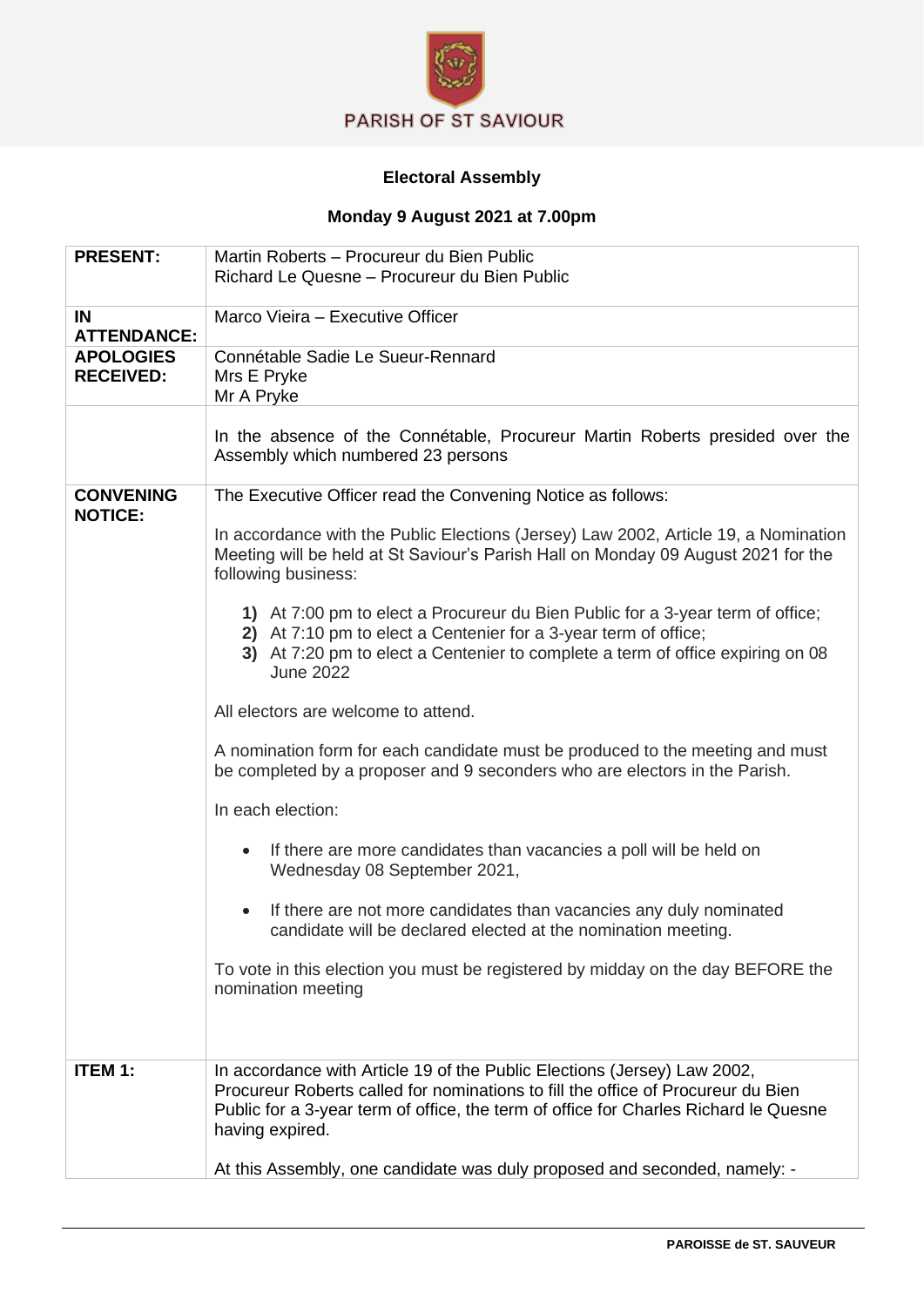PARISH OF ST SAVIOUR

# Electoral Assembly

## Monday 9 August 2021 at 7.00pm

| | |
|---|---|
| **PRESENT:** | Martin Roberts – Procureur du Bien Public<br>Richard Le Quesne – Procureur du Bien Public |
| **IN ATTENDANCE:** | Marco Vieira – Executive Officer |
| **APOLOGIES RECEIVED:** | Connétable Sadie Le Sueur-Rennard<br>Mrs E Pryke<br>Mr A Pryke |
| | In the absence of the Connétable, Procureur Martin Roberts presided over the Assembly which numbered 23 persons |
| **CONVENING NOTICE:** | The Executive Officer read the Convening Notice as follows:<br><br>In accordance with the Public Elections (Jersey) Law 2002, Article 19, a Nomination Meeting will be held at St Saviour's Parish Hall on Monday 09 August 2021 for the following business:<br><br>**1)** At 7:00 pm to elect a Procureur du Bien Public for a 3-year term of office;<br>**2)** At 7:10 pm to elect a Centenier for a 3-year term of office;<br>**3)** At 7:20 pm to elect a Centenier to complete a term of office expiring on 08 June 2022<br><br>All electors are welcome to attend.<br><br>A nomination form for each candidate must be produced to the meeting and must be completed by a proposer and 9 seconders who are electors in the Parish.<br><br>In each election:<br><br>• If there are more candidates than vacancies a poll will be held on Wednesday 08 September 2021,<br><br>• If there are not more candidates than vacancies any duly nominated candidate will be declared elected at the nomination meeting.<br><br>To vote in this election you must be registered by midday on the day BEFORE the nomination meeting |
| **ITEM 1:** | In accordance with Article 19 of the Public Elections (Jersey) Law 2002, Procureur Roberts called for nominations to fill the office of Procureur du Bien Public for a 3-year term of office, the term of office for Charles Richard le Quesne having expired.<br><br>At this Assembly, one candidate was duly proposed and seconded, namely: - |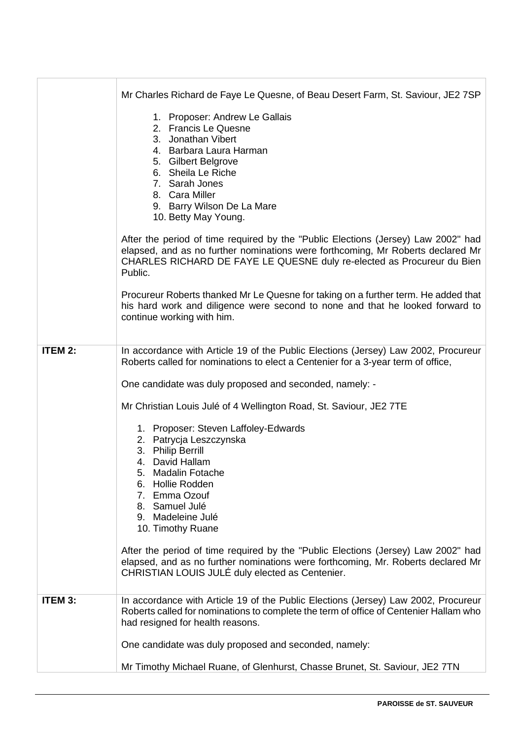| | |
|---|---|
| | Mr Charles Richard de Faye Le Quesne, of Beau Desert Farm, St. Saviour, JE2 7SP<br><br>1. Proposer: Andrew Le Gallais<br>2. Francis Le Quesne<br>3. Jonathan Vibert<br>4. Barbara Laura Harman<br>5. Gilbert Belgrove<br>6. Sheila Le Riche<br>7. Sarah Jones<br>8. Cara Miller<br>9. Barry Wilson De La Mare<br>10. Betty May Young.<br><br>After the period of time required by the "Public Elections (Jersey) Law 2002" had elapsed, and as no further nominations were forthcoming, Mr Roberts declared Mr CHARLES RICHARD DE FAYE LE QUESNE duly re-elected as Procureur du Bien Public.<br><br>Procureur Roberts thanked Mr Le Quesne for taking on a further term. He added that his hard work and diligence were second to none and that he looked forward to continue working with him. |
| **ITEM 2:** | In accordance with Article 19 of the Public Elections (Jersey) Law 2002, Procureur Roberts called for nominations to elect a Centenier for a 3-year term of office,<br><br>One candidate was duly proposed and seconded, namely: -<br><br>Mr Christian Louis Julé of 4 Wellington Road, St. Saviour, JE2 7TE<br><br>1. Proposer: Steven Laffoley-Edwards<br>2. Patrycja Leszczynska<br>3. Philip Berrill<br>4. David Hallam<br>5. Madalin Fotache<br>6. Hollie Rodden<br>7. Emma Ozouf<br>8. Samuel Julé<br>9. Madeleine Julé<br>10. Timothy Ruane<br><br>After the period of time required by the "Public Elections (Jersey) Law 2002" had elapsed, and as no further nominations were forthcoming, Mr. Roberts declared Mr CHRISTIAN LOUIS JULÉ duly elected as Centenier. |
| **ITEM 3:** | In accordance with Article 19 of the Public Elections (Jersey) Law 2002, Procureur Roberts called for nominations to complete the term of office of Centenier Hallam who had resigned for health reasons.<br><br>One candidate was duly proposed and seconded, namely:<br><br>Mr Timothy Michael Ruane, of Glenhurst, Chasse Brunet, St. Saviour, JE2 7TN |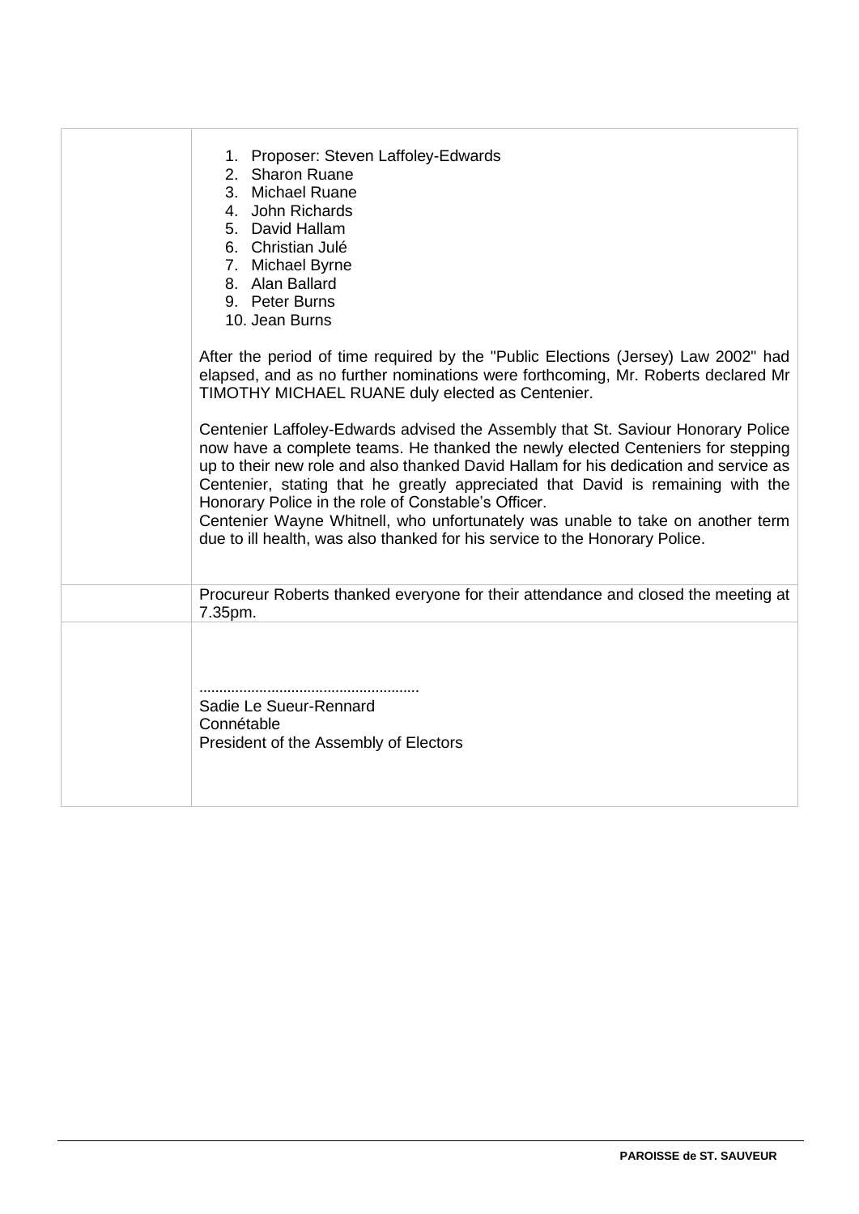| | |
|---|---|
| | 1. Proposer: Steven Laffoley-Edwards<br>2. Sharon Ruane<br>3. Michael Ruane<br>4. John Richards<br>5. David Hallam<br>6. Christian Julé<br>7. Michael Byrne<br>8. Alan Ballard<br>9. Peter Burns<br>10. Jean Burns<br><br>After the period of time required by the "Public Elections (Jersey) Law 2002" had elapsed, and as no further nominations were forthcoming, Mr. Roberts declared Mr TIMOTHY MICHAEL RUANE duly elected as Centenier.<br><br>Centenier Laffoley-Edwards advised the Assembly that St. Saviour Honorary Police now have a complete teams. He thanked the newly elected Centeniers for stepping up to their new role and also thanked David Hallam for his dedication and service as Centenier, stating that he greatly appreciated that David is remaining with the Honorary Police in the role of Constable's Officer.<br>Centenier Wayne Whitnell, who unfortunately was unable to take on another term due to ill health, was also thanked for his service to the Honorary Police. |
| | Procureur Roberts thanked everyone for their attendance and closed the meeting at 7.35pm. |
| | ......................................................<br>Sadie Le Sueur-Rennard<br>Connétable<br>President of the Assembly of Electors |